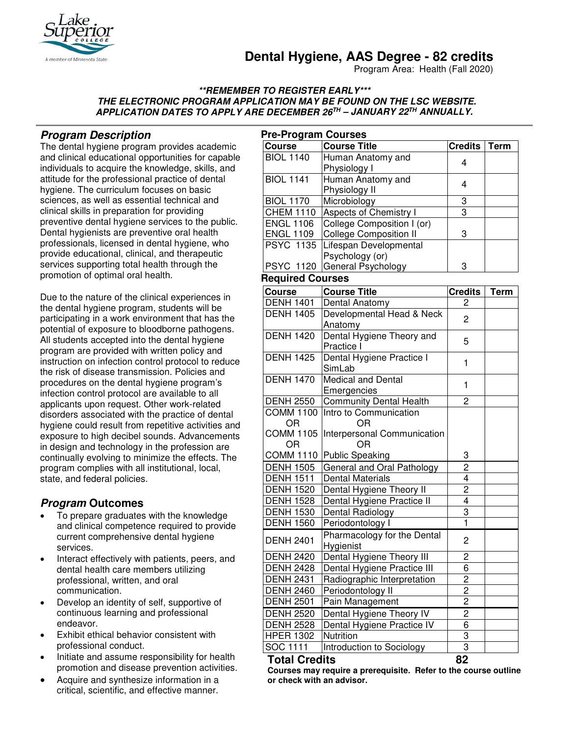# Dental Hygiene, AAS Degree - 82 credits

Program Area: Health (Fall 2020)

***\*REMEMBER TO REGISTER EARLY\*\*\****
***THE ELECTRONIC PROGRAM APPLICATION MAY BE FOUND ON THE LSC WEBSITE.***
***APPLICATION DATES TO APPLY ARE DECEMBER 26TH – JANUARY 22TH ANNUALLY.***

## *Program Description*

The dental hygiene program provides academic and clinical educational opportunities for capable individuals to acquire the knowledge, skills, and attitude for the professional practice of dental hygiene. The curriculum focuses on basic sciences, as well as essential technical and clinical skills in preparation for providing preventive dental hygiene services to the public. Dental hygienists are preventive oral health professionals, licensed in dental hygiene, who provide educational, clinical, and therapeutic services supporting total health through the promotion of optimal oral health.

Due to the nature of the clinical experiences in the dental hygiene program, students will be participating in a work environment that has the potential of exposure to bloodborne pathogens. All students accepted into the dental hygiene program are provided with written policy and instruction on infection control protocol to reduce the risk of disease transmission. Policies and procedures on the dental hygiene program's infection control protocol are available to all applicants upon request. Other work-related disorders associated with the practice of dental hygiene could result from repetitive activities and exposure to high decibel sounds. Advancements in design and technology in the profession are continually evolving to minimize the effects. The program complies with all institutional, local, state, and federal policies.

## *Program* Outcomes

- To prepare graduates with the knowledge and clinical competence required to provide current comprehensive dental hygiene services.
- Interact effectively with patients, peers, and dental health care members utilizing professional, written, and oral communication.
- Develop an identity of self, supportive of continuous learning and professional endeavor.
- Exhibit ethical behavior consistent with professional conduct.
- Initiate and assume responsibility for health promotion and disease prevention activities.
- Acquire and synthesize information in a critical, scientific, and effective manner.

### Pre-Program Courses

| Course | Course Title | Credits | Term |
|---|---|---|---|
| BIOL 1140 | Human Anatomy and Physiology I | 4 | |
| BIOL 1141 | Human Anatomy and Physiology II | 4 | |
| BIOL 1170 | Microbiology | 3 | |
| CHEM 1110 | Aspects of Chemistry I | 3 | |
| ENGL 1106 / ENGL 1109 | College Composition I (or) College Composition II | 3 | |
| PSYC 1135 / PSYC 1120 | Lifespan Developmental Psychology (or) General Psychology | 3 | |

### Required Courses

| Course | Course Title | Credits | Term |
|---|---|---|---|
| DENH 1401 | Dental Anatomy | 2 | |
| DENH 1405 | Developmental Head & Neck Anatomy | 2 | |
| DENH 1420 | Dental Hygiene Theory and Practice I | 5 | |
| DENH 1425 | Dental Hygiene Practice I SimLab | 1 | |
| DENH 1470 | Medical and Dental Emergencies | 1 | |
| DENH 2550 | Community Dental Health | 2 | |
| COMM 1100 OR COMM 1105 OR COMM 1110 | Intro to Communication OR Interpersonal Communication OR Public Speaking | 3 | |
| DENH 1505 | General and Oral Pathology | 2 | |
| DENH 1511 | Dental Materials | 4 | |
| DENH 1520 | Dental Hygiene Theory II | 2 | |
| DENH 1528 | Dental Hygiene Practice II | 4 | |
| DENH 1530 | Dental Radiology | 3 | |
| DENH 1560 | Periodontology I | 1 | |
| DENH 2401 | Pharmacology for the Dental Hygienist | 2 | |
| DENH 2420 | Dental Hygiene Theory III | 2 | |
| DENH 2428 | Dental Hygiene Practice III | 6 | |
| DENH 2431 | Radiographic Interpretation | 2 | |
| DENH 2460 | Periodontology II | 2 | |
| DENH 2501 | Pain Management | 2 | |
| DENH 2520 | Dental Hygiene Theory IV | 2 | |
| DENH 2528 | Dental Hygiene Practice IV | 6 | |
| HPER 1302 | Nutrition | 3 | |
| SOC 1111 | Introduction to Sociology | 3 | |
| **Total Credits** | | **82** | |

**Courses may require a prerequisite. Refer to the course outline or check with an advisor.**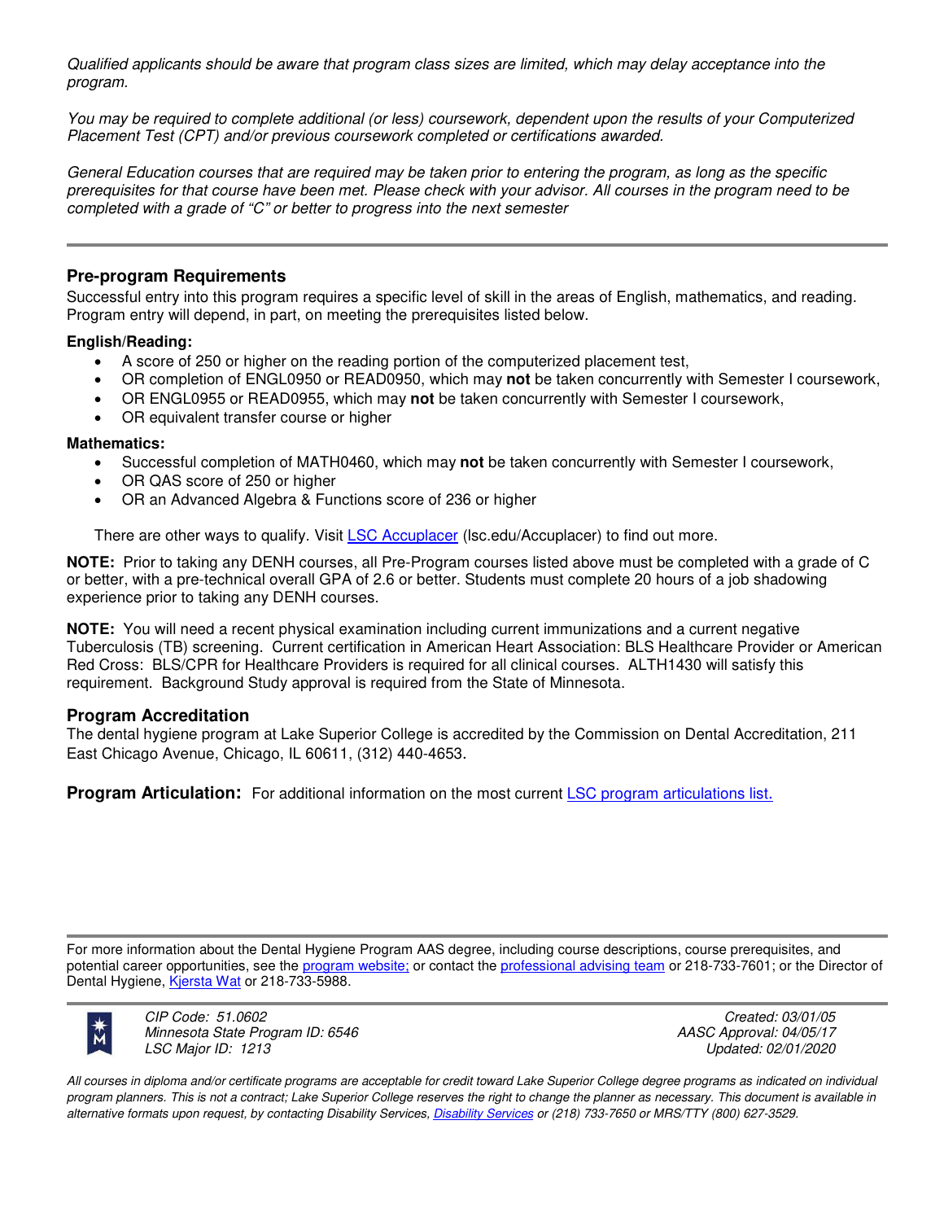*Qualified applicants should be aware that program class sizes are limited, which may delay acceptance into the program.*

*You may be required to complete additional (or less) coursework, dependent upon the results of your Computerized Placement Test (CPT) and/or previous coursework completed or certifications awarded.*

*General Education courses that are required may be taken prior to entering the program, as long as the specific prerequisites for that course have been met. Please check with your advisor. All courses in the program need to be completed with a grade of "C" or better to progress into the next semester*

---

## Pre-program Requirements

Successful entry into this program requires a specific level of skill in the areas of English, mathematics, and reading. Program entry will depend, in part, on meeting the prerequisites listed below.

**English/Reading:**

- A score of 250 or higher on the reading portion of the computerized placement test,
- OR completion of ENGL0950 or READ0950, which may **not** be taken concurrently with Semester I coursework,
- OR ENGL0955 or READ0955, which may **not** be taken concurrently with Semester I coursework,
- OR equivalent transfer course or higher

**Mathematics:**

- Successful completion of MATH0460, which may **not** be taken concurrently with Semester I coursework,
- OR QAS score of 250 or higher
- OR an Advanced Algebra & Functions score of 236 or higher

There are other ways to qualify. Visit [LSC Accuplacer](lsc.edu/Accuplacer) (lsc.edu/Accuplacer) to find out more.

**NOTE:** Prior to taking any DENH courses, all Pre-Program courses listed above must be completed with a grade of C or better, with a pre-technical overall GPA of 2.6 or better. Students must complete 20 hours of a job shadowing experience prior to taking any DENH courses.

**NOTE:** You will need a recent physical examination including current immunizations and a current negative Tuberculosis (TB) screening. Current certification in American Heart Association: BLS Healthcare Provider or American Red Cross: BLS/CPR for Healthcare Providers is required for all clinical courses. ALTH1430 will satisfy this requirement. Background Study approval is required from the State of Minnesota.

## Program Accreditation

The dental hygiene program at Lake Superior College is accredited by the Commission on Dental Accreditation, 211 East Chicago Avenue, Chicago, IL 60611, (312) 440-4653.

**Program Articulation:** For additional information on the most current LSC program articulations list.

---

For more information about the Dental Hygiene Program AAS degree, including course descriptions, course prerequisites, and potential career opportunities, see the program website; or contact the professional advising team or 218-733-7601; or the Director of Dental Hygiene, Kjersta Wat or 218-733-5988.

---

*CIP Code: 51.0602*
*Minnesota State Program ID: 6546*
*LSC Major ID: 1213*

*Created: 03/01/05*
*AASC Approval: 04/05/17*
*Updated: 02/01/2020*

*All courses in diploma and/or certificate programs are acceptable for credit toward Lake Superior College degree programs as indicated on individual program planners. This is not a contract; Lake Superior College reserves the right to change the planner as necessary. This document is available in alternative formats upon request, by contacting Disability Services, Disability Services or (218) 733-7650 or MRS/TTY (800) 627-3529.*